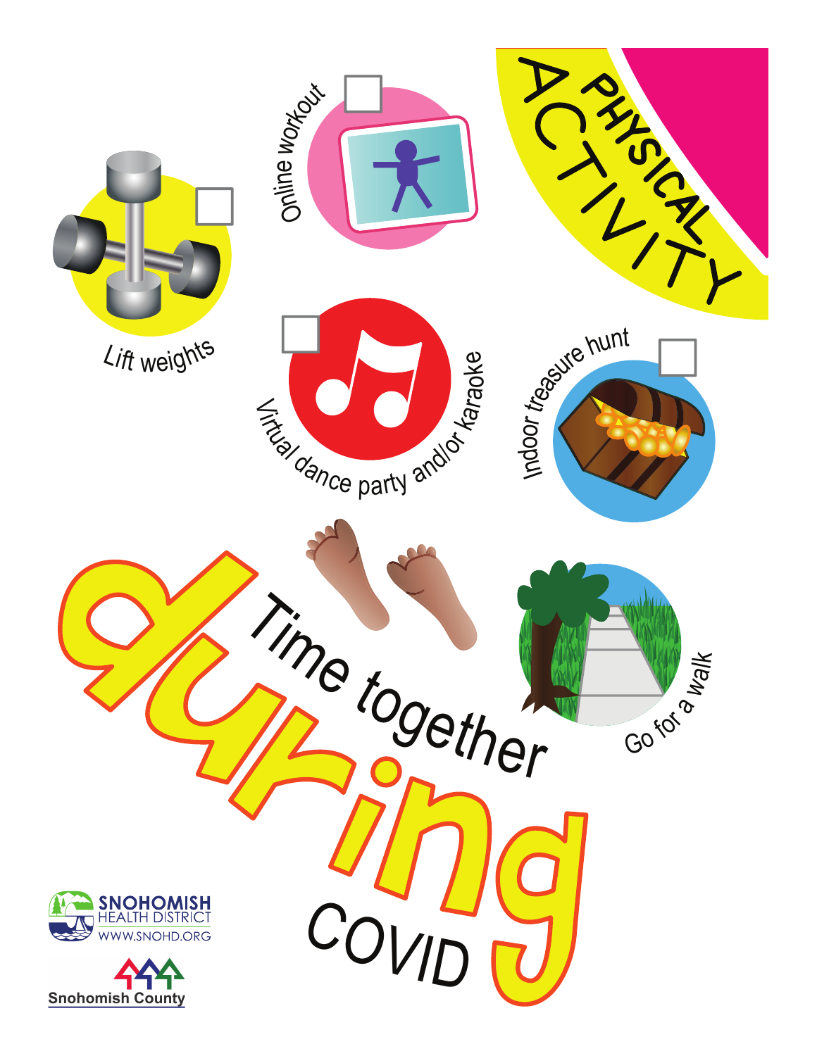# PHYSICAL ACTIVITY

- ☐ Lift weights
- ☐ Online workout
- ☐ Virtual dance party and/or karaoke
- ☐ Indoor treasure hunt
- Go for a walk

# Time together during COVID

SNOHOMISH HEALTH DISTRICT
WWW.SNOHD.ORG

Snohomish County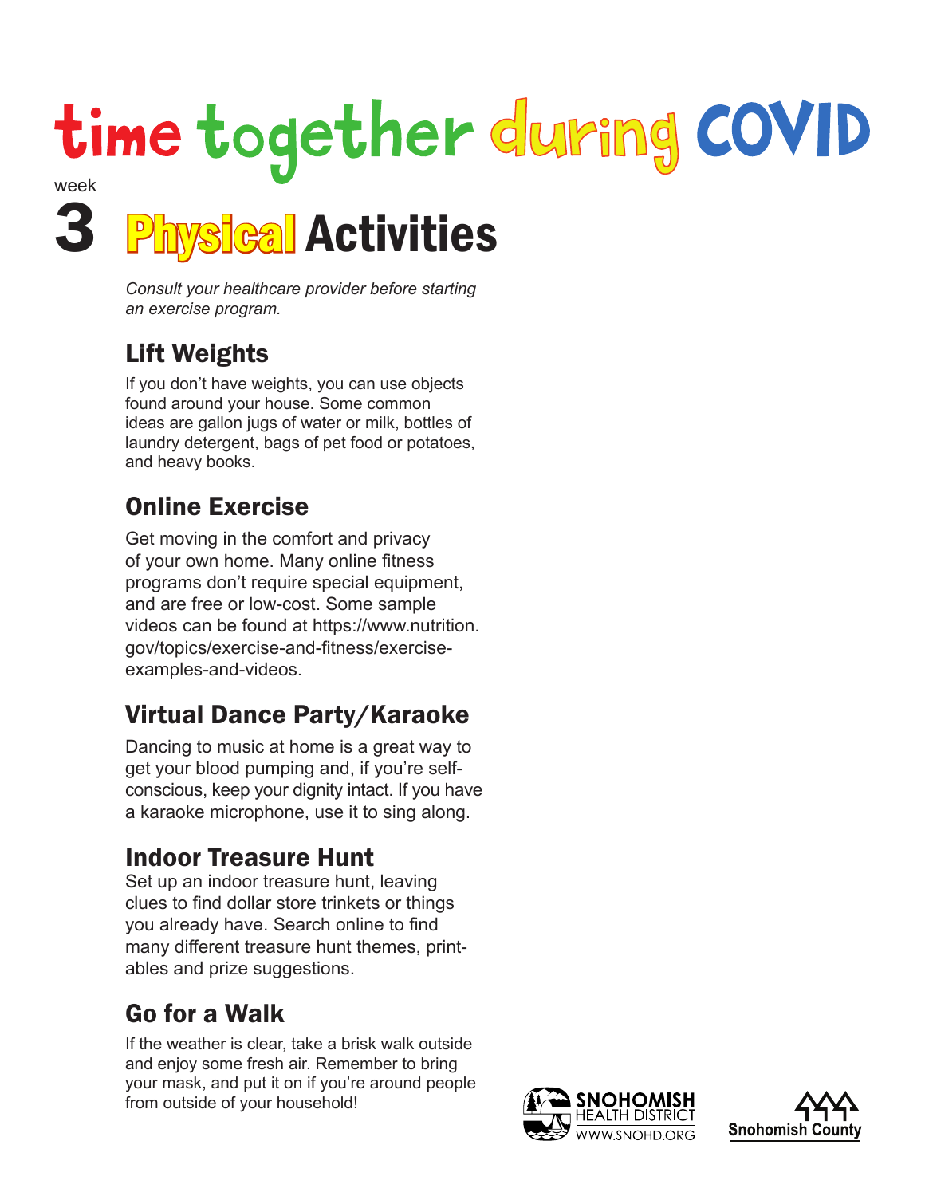# time together during COVID

week

# 3 Physical Activities

*Consult your healthcare provider before starting an exercise program.*

## Lift Weights

If you don't have weights, you can use objects found around your house. Some common ideas are gallon jugs of water or milk, bottles of laundry detergent, bags of pet food or potatoes, and heavy books.

## Online Exercise

Get moving in the comfort and privacy of your own home. Many online fitness programs don't require special equipment, and are free or low-cost. Some sample videos can be found at https://www.nutrition.gov/topics/exercise-and-fitness/exercise-examples-and-videos.

## Virtual Dance Party/Karaoke

Dancing to music at home is a great way to get your blood pumping and, if you're self-conscious, keep your dignity intact. If you have a karaoke microphone, use it to sing along.

## Indoor Treasure Hunt

Set up an indoor treasure hunt, leaving clues to find dollar store trinkets or things you already have. Search online to find many different treasure hunt themes, printables and prize suggestions.

## Go for a Walk

If the weather is clear, take a brisk walk outside and enjoy some fresh air. Remember to bring your mask, and put it on if you're around people from outside of your household!

SNOHOMISH HEALTH DISTRICT
WWW.SNOHD.ORG

Snohomish County